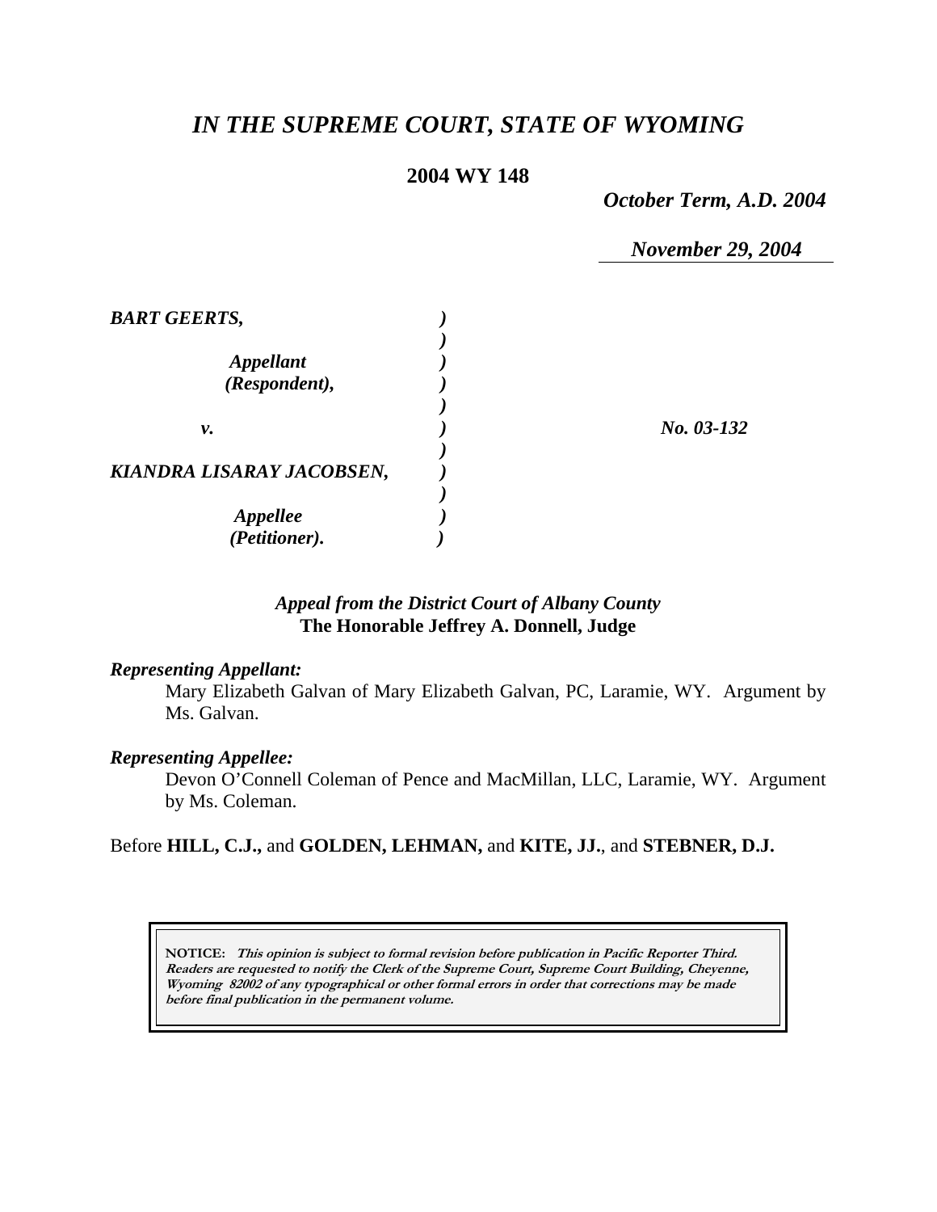# *IN THE SUPREME COURT, STATE OF WYOMING*

**2004 WY 148**

*October Term, A.D. 2004*

*November 29, 2004*

***BART GEERTS,***

***Appellant (Respondent),***

***v.***

***KIANDRA LISARAY JACOBSEN,***

***Appellee (Petitioner).***

***No. 03-132***

***Appeal from the District Court of Albany County***
**The Honorable Jeffrey A. Donnell, Judge**

***Representing Appellant:***

Mary Elizabeth Galvan of Mary Elizabeth Galvan, PC, Laramie, WY. Argument by Ms. Galvan.

***Representing Appellee:***

Devon O'Connell Coleman of Pence and MacMillan, LLC, Laramie, WY. Argument by Ms. Coleman.

Before **HILL, C.J.,** and **GOLDEN, LEHMAN,** and **KITE, JJ.**, and **STEBNER, D.J.**

**NOTICE:** ***This opinion is subject to formal revision before publication in Pacific Reporter Third. Readers are requested to notify the Clerk of the Supreme Court, Supreme Court Building, Cheyenne, Wyoming 82002 of any typographical or other formal errors in order that corrections may be made before final publication in the permanent volume.***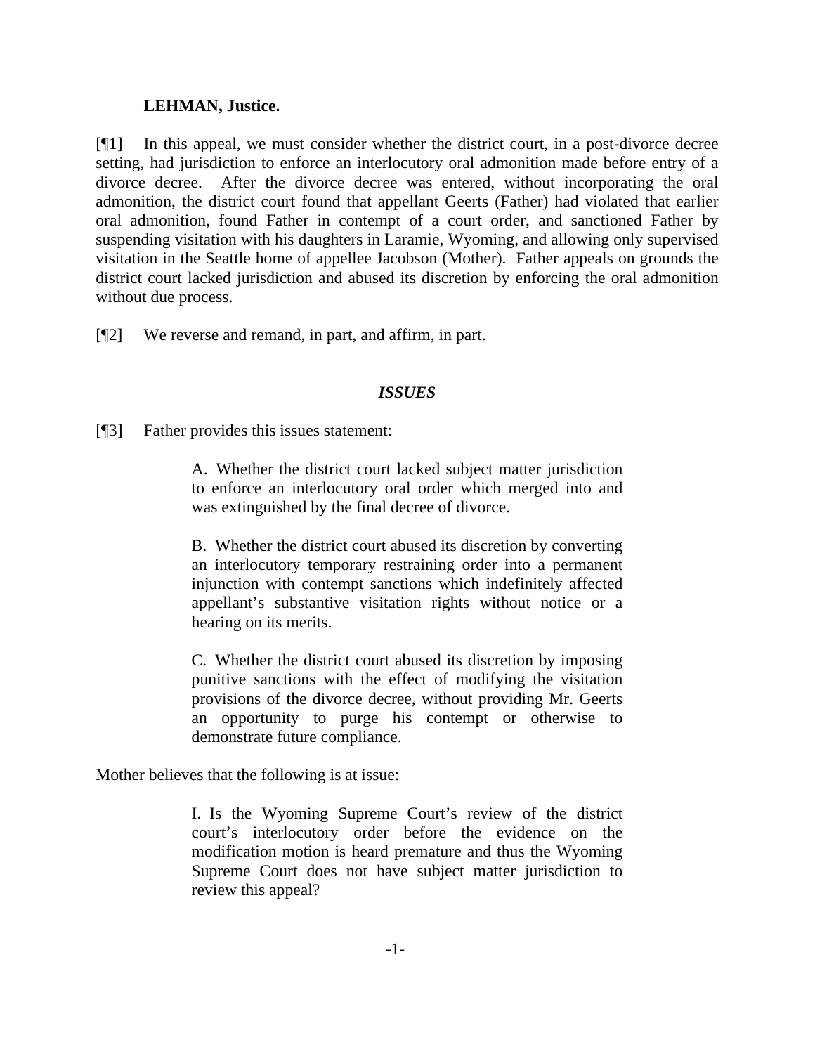**LEHMAN, Justice.**

[¶1] In this appeal, we must consider whether the district court, in a post-divorce decree setting, had jurisdiction to enforce an interlocutory oral admonition made before entry of a divorce decree. After the divorce decree was entered, without incorporating the oral admonition, the district court found that appellant Geerts (Father) had violated that earlier oral admonition, found Father in contempt of a court order, and sanctioned Father by suspending visitation with his daughters in Laramie, Wyoming, and allowing only supervised visitation in the Seattle home of appellee Jacobson (Mother). Father appeals on grounds the district court lacked jurisdiction and abused its discretion by enforcing the oral admonition without due process.

[¶2] We reverse and remand, in part, and affirm, in part.

## *ISSUES*

[¶3] Father provides this issues statement:

> A. Whether the district court lacked subject matter jurisdiction to enforce an interlocutory oral order which merged into and was extinguished by the final decree of divorce.
>
> B. Whether the district court abused its discretion by converting an interlocutory temporary restraining order into a permanent injunction with contempt sanctions which indefinitely affected appellant's substantive visitation rights without notice or a hearing on its merits.
>
> C. Whether the district court abused its discretion by imposing punitive sanctions with the effect of modifying the visitation provisions of the divorce decree, without providing Mr. Geerts an opportunity to purge his contempt or otherwise to demonstrate future compliance.

Mother believes that the following is at issue:

> I. Is the Wyoming Supreme Court's review of the district court's interlocutory order before the evidence on the modification motion is heard premature and thus the Wyoming Supreme Court does not have subject matter jurisdiction to review this appeal?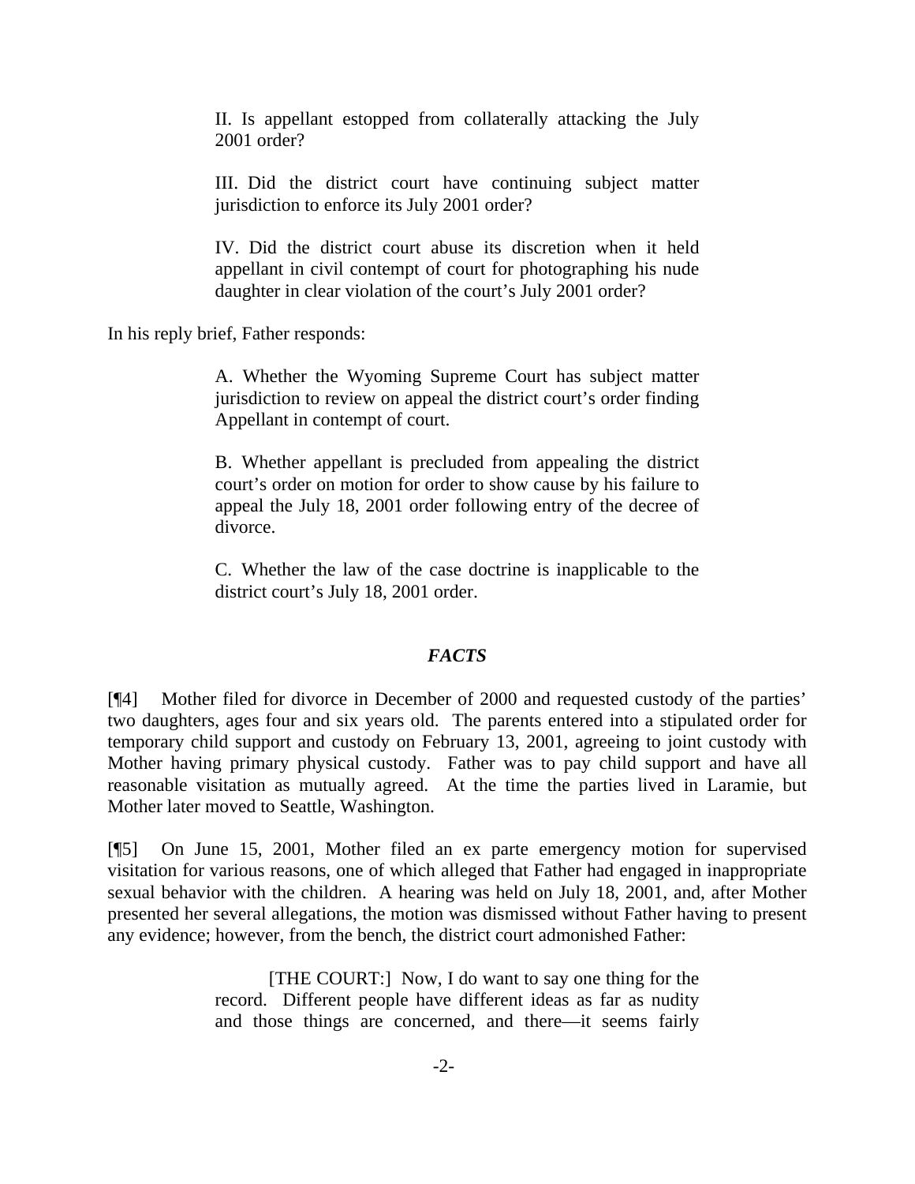> II. Is appellant estopped from collaterally attacking the July 2001 order?
>
> III. Did the district court have continuing subject matter jurisdiction to enforce its July 2001 order?
>
> IV. Did the district court abuse its discretion when it held appellant in civil contempt of court for photographing his nude daughter in clear violation of the court's July 2001 order?

In his reply brief, Father responds:

> A. Whether the Wyoming Supreme Court has subject matter jurisdiction to review on appeal the district court's order finding Appellant in contempt of court.
>
> B. Whether appellant is precluded from appealing the district court's order on motion for order to show cause by his failure to appeal the July 18, 2001 order following entry of the decree of divorce.
>
> C. Whether the law of the case doctrine is inapplicable to the district court's July 18, 2001 order.

## ***FACTS***

[¶4] Mother filed for divorce in December of 2000 and requested custody of the parties' two daughters, ages four and six years old. The parents entered into a stipulated order for temporary child support and custody on February 13, 2001, agreeing to joint custody with Mother having primary physical custody. Father was to pay child support and have all reasonable visitation as mutually agreed. At the time the parties lived in Laramie, but Mother later moved to Seattle, Washington.

[¶5] On June 15, 2001, Mother filed an ex parte emergency motion for supervised visitation for various reasons, one of which alleged that Father had engaged in inappropriate sexual behavior with the children. A hearing was held on July 18, 2001, and, after Mother presented her several allegations, the motion was dismissed without Father having to present any evidence; however, from the bench, the district court admonished Father:

> [THE COURT:] Now, I do want to say one thing for the record. Different people have different ideas as far as nudity and those things are concerned, and there—it seems fairly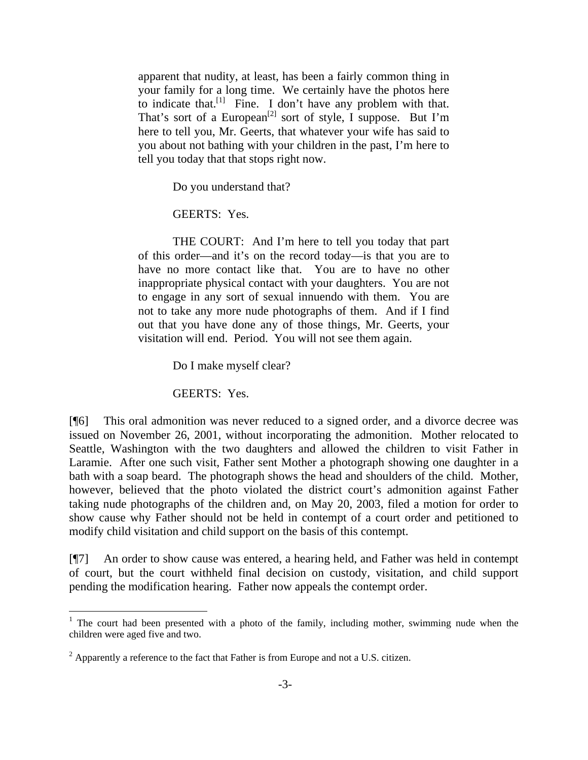> apparent that nudity, at least, has been a fairly common thing in your family for a long time. We certainly have the photos here to indicate that.[1] Fine. I don't have any problem with that. That's sort of a European[2] sort of style, I suppose. But I'm here to tell you, Mr. Geerts, that whatever your wife has said to you about not bathing with your children in the past, I'm here to tell you today that that stops right now.
>
> Do you understand that?
>
> GEERTS: Yes.
>
> THE COURT: And I'm here to tell you today that part of this order—and it's on the record today—is that you are to have no more contact like that. You are to have no other inappropriate physical contact with your daughters. You are not to engage in any sort of sexual innuendo with them. You are not to take any more nude photographs of them. And if I find out that you have done any of those things, Mr. Geerts, your visitation will end. Period. You will not see them again.
>
> Do I make myself clear?
>
> GEERTS: Yes.

[¶6] This oral admonition was never reduced to a signed order, and a divorce decree was issued on November 26, 2001, without incorporating the admonition. Mother relocated to Seattle, Washington with the two daughters and allowed the children to visit Father in Laramie. After one such visit, Father sent Mother a photograph showing one daughter in a bath with a soap beard. The photograph shows the head and shoulders of the child. Mother, however, believed that the photo violated the district court's admonition against Father taking nude photographs of the children and, on May 20, 2003, filed a motion for order to show cause why Father should not be held in contempt of a court order and petitioned to modify child visitation and child support on the basis of this contempt.

[¶7] An order to show cause was entered, a hearing held, and Father was held in contempt of court, but the court withheld final decision on custody, visitation, and child support pending the modification hearing. Father now appeals the contempt order.

---

[1] The court had been presented with a photo of the family, including mother, swimming nude when the children were aged five and two.

[2] Apparently a reference to the fact that Father is from Europe and not a U.S. citizen.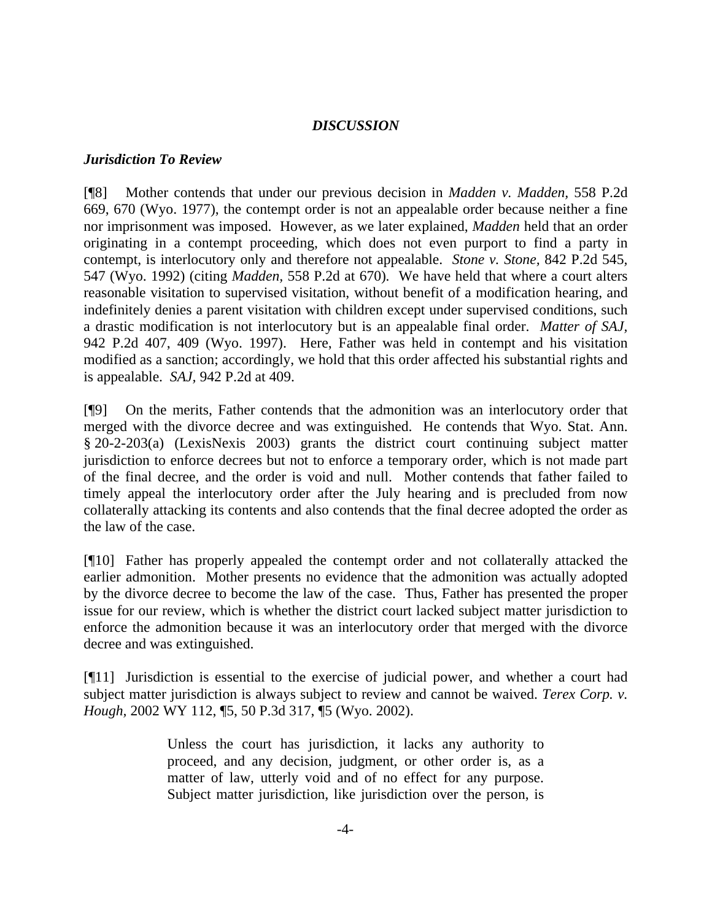### *DISCUSSION*

### *Jurisdiction To Review*

[¶8] Mother contends that under our previous decision in *Madden v. Madden*, 558 P.2d 669, 670 (Wyo. 1977), the contempt order is not an appealable order because neither a fine nor imprisonment was imposed. However, as we later explained, *Madden* held that an order originating in a contempt proceeding, which does not even purport to find a party in contempt, is interlocutory only and therefore not appealable. *Stone v. Stone*, 842 P.2d 545, 547 (Wyo. 1992) (citing *Madden*, 558 P.2d at 670). We have held that where a court alters reasonable visitation to supervised visitation, without benefit of a modification hearing, and indefinitely denies a parent visitation with children except under supervised conditions, such a drastic modification is not interlocutory but is an appealable final order. *Matter of SAJ*, 942 P.2d 407, 409 (Wyo. 1997). Here, Father was held in contempt and his visitation modified as a sanction; accordingly, we hold that this order affected his substantial rights and is appealable. *SAJ*, 942 P.2d at 409.

[¶9] On the merits, Father contends that the admonition was an interlocutory order that merged with the divorce decree and was extinguished. He contends that Wyo. Stat. Ann. § 20-2-203(a) (LexisNexis 2003) grants the district court continuing subject matter jurisdiction to enforce decrees but not to enforce a temporary order, which is not made part of the final decree, and the order is void and null. Mother contends that father failed to timely appeal the interlocutory order after the July hearing and is precluded from now collaterally attacking its contents and also contends that the final decree adopted the order as the law of the case.

[¶10] Father has properly appealed the contempt order and not collaterally attacked the earlier admonition. Mother presents no evidence that the admonition was actually adopted by the divorce decree to become the law of the case. Thus, Father has presented the proper issue for our review, which is whether the district court lacked subject matter jurisdiction to enforce the admonition because it was an interlocutory order that merged with the divorce decree and was extinguished.

[¶11] Jurisdiction is essential to the exercise of judicial power, and whether a court had subject matter jurisdiction is always subject to review and cannot be waived. *Terex Corp. v. Hough*, 2002 WY 112, ¶5, 50 P.3d 317, ¶5 (Wyo. 2002).

> Unless the court has jurisdiction, it lacks any authority to proceed, and any decision, judgment, or other order is, as a matter of law, utterly void and of no effect for any purpose. Subject matter jurisdiction, like jurisdiction over the person, is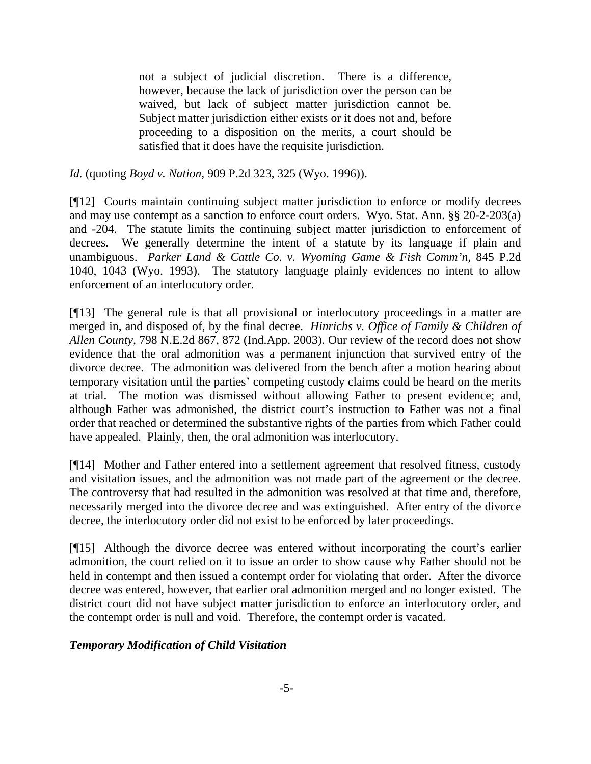> not a subject of judicial discretion. There is a difference, however, because the lack of jurisdiction over the person can be waived, but lack of subject matter jurisdiction cannot be. Subject matter jurisdiction either exists or it does not and, before proceeding to a disposition on the merits, a court should be satisfied that it does have the requisite jurisdiction.

*Id.* (quoting *Boyd v. Nation*, 909 P.2d 323, 325 (Wyo. 1996)).

[¶12] Courts maintain continuing subject matter jurisdiction to enforce or modify decrees and may use contempt as a sanction to enforce court orders. Wyo. Stat. Ann. §§ 20-2-203(a) and -204. The statute limits the continuing subject matter jurisdiction to enforcement of decrees. We generally determine the intent of a statute by its language if plain and unambiguous. *Parker Land & Cattle Co. v. Wyoming Game & Fish Comm'n,* 845 P.2d 1040, 1043 (Wyo. 1993). The statutory language plainly evidences no intent to allow enforcement of an interlocutory order.

[¶13] The general rule is that all provisional or interlocutory proceedings in a matter are merged in, and disposed of, by the final decree. *Hinrichs v. Office of Family & Children of Allen County,* 798 N.E.2d 867, 872 (Ind.App. 2003). Our review of the record does not show evidence that the oral admonition was a permanent injunction that survived entry of the divorce decree. The admonition was delivered from the bench after a motion hearing about temporary visitation until the parties' competing custody claims could be heard on the merits at trial. The motion was dismissed without allowing Father to present evidence; and, although Father was admonished, the district court's instruction to Father was not a final order that reached or determined the substantive rights of the parties from which Father could have appealed. Plainly, then, the oral admonition was interlocutory.

[¶14] Mother and Father entered into a settlement agreement that resolved fitness, custody and visitation issues, and the admonition was not made part of the agreement or the decree. The controversy that had resulted in the admonition was resolved at that time and, therefore, necessarily merged into the divorce decree and was extinguished. After entry of the divorce decree, the interlocutory order did not exist to be enforced by later proceedings.

[¶15] Although the divorce decree was entered without incorporating the court's earlier admonition, the court relied on it to issue an order to show cause why Father should not be held in contempt and then issued a contempt order for violating that order. After the divorce decree was entered, however, that earlier oral admonition merged and no longer existed. The district court did not have subject matter jurisdiction to enforce an interlocutory order, and the contempt order is null and void. Therefore, the contempt order is vacated.

***Temporary Modification of Child Visitation***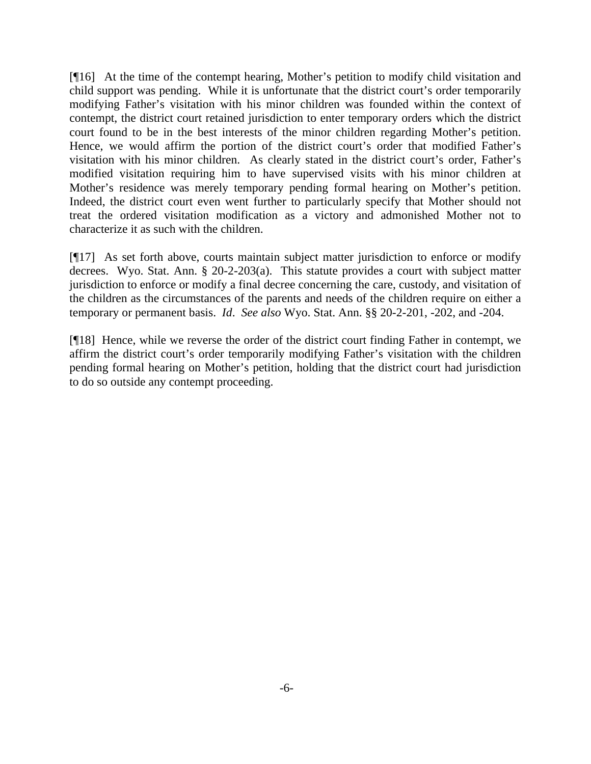[¶16] At the time of the contempt hearing, Mother's petition to modify child visitation and child support was pending. While it is unfortunate that the district court's order temporarily modifying Father's visitation with his minor children was founded within the context of contempt, the district court retained jurisdiction to enter temporary orders which the district court found to be in the best interests of the minor children regarding Mother's petition. Hence, we would affirm the portion of the district court's order that modified Father's visitation with his minor children. As clearly stated in the district court's order, Father's modified visitation requiring him to have supervised visits with his minor children at Mother's residence was merely temporary pending formal hearing on Mother's petition. Indeed, the district court even went further to particularly specify that Mother should not treat the ordered visitation modification as a victory and admonished Mother not to characterize it as such with the children.

[¶17] As set forth above, courts maintain subject matter jurisdiction to enforce or modify decrees. Wyo. Stat. Ann. § 20-2-203(a). This statute provides a court with subject matter jurisdiction to enforce or modify a final decree concerning the care, custody, and visitation of the children as the circumstances of the parents and needs of the children require on either a temporary or permanent basis. *Id*. *See also* Wyo. Stat. Ann. §§ 20-2-201, -202, and -204.

[¶18] Hence, while we reverse the order of the district court finding Father in contempt, we affirm the district court's order temporarily modifying Father's visitation with the children pending formal hearing on Mother's petition, holding that the district court had jurisdiction to do so outside any contempt proceeding.